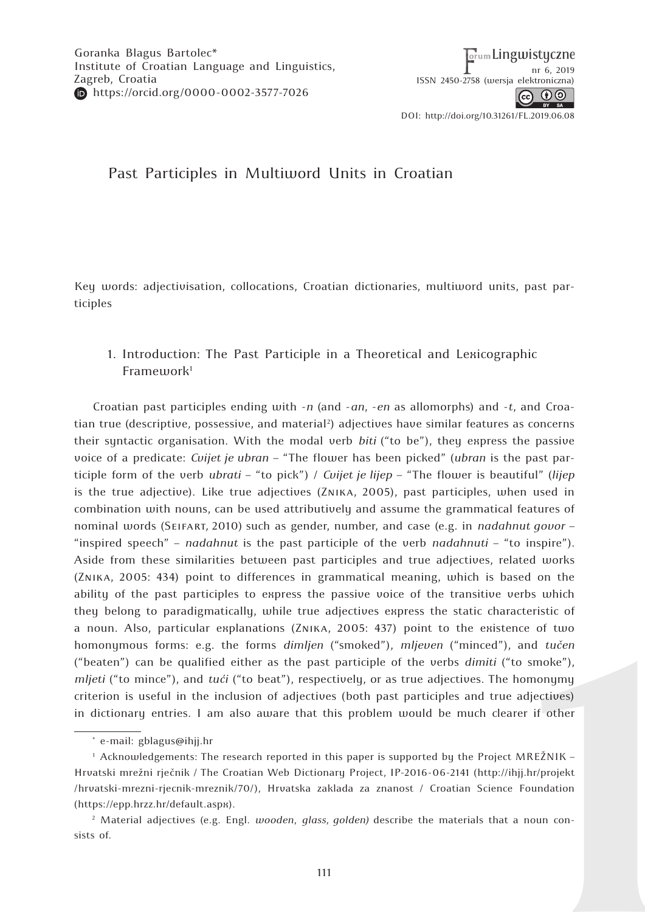Goranka Blagus Bartolec*
Institute of Croatian Language and Linguistics,
Zagreb, Croatia
https://orcid.org/0000-0002-3577-7026

DOI: http://doi.org/10.31261/FL.2019.06.08

# Past Participles in Multiword Units in Croatian

Key words: adjectivisation, collocations, Croatian dictionaries, multiword units, past participles

## 1. Introduction: The Past Participle in a Theoretical and Lexicographic Framework[1]

Croatian past participles ending with *-n* (and *-an*, *-en* as allomorphs) and *-t*, and Croatian true (descriptive, possessive, and material[2]) adjectives have similar features as concerns their syntactic organisation. With the modal verb *biti* ("to be"), they express the passive voice of a predicate: *Cvijet je ubran* – "The flower has been picked" (*ubran* is the past participle form of the verb *ubrati* – "to pick") / *Cvijet je lijep* – "The flower is beautiful" (*lijep* is the true adjective). Like true adjectives (Znika, 2005), past participles, when used in combination with nouns, can be used attributively and assume the grammatical features of nominal words (Seifart, 2010) such as gender, number, and case (e.g. in *nadahnut govor* – "inspired speech" – *nadahnut* is the past participle of the verb *nadahnuti* – "to inspire"). Aside from these similarities between past participles and true adjectives, related works (Znika, 2005: 434) point to differences in grammatical meaning, which is based on the ability of the past participles to express the passive voice of the transitive verbs which they belong to paradigmatically, while true adjectives express the static characteristic of a noun. Also, particular explanations (Znika, 2005: 437) point to the existence of two homonymous forms: e.g. the forms *dimljen* ("smoked"), *mljeven* ("minced"), and *tučen* ("beaten") can be qualified either as the past participle of the verbs *dimiti* ("to smoke"), *mljeti* ("to mince"), and *tući* ("to beat"), respectively, or as true adjectives. The homonymy criterion is useful in the inclusion of adjectives (both past participles and true adjectives) in dictionary entries. I am also aware that this problem would be much clearer if other

---

\* e-mail: gblagus@ihjj.hr

[1] Acknowledgements: The research reported in this paper is supported by the Project MREŽNIK – Hrvatski mrežni rječnik / The Croatian Web Dictionary Project, IP-2016-06-2141 (http://ihjj.hr/projekt/hrvatski-mrezni-rjecnik-mreznik/70/), Hrvatska zaklada za znanost / Croatian Science Foundation (https://epp.hrzz.hr/default.aspx).

[2] Material adjectives (e.g. Engl. *wooden*, *glass, golden)* describe the materials that a noun consists of.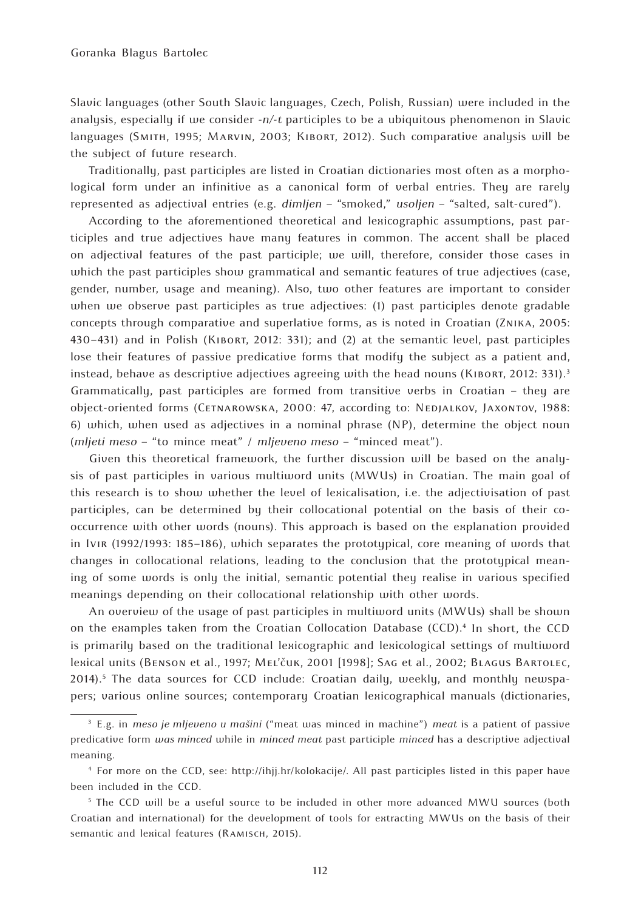Slavic languages (other South Slavic languages, Czech, Polish, Russian) were included in the analysis, especially if we consider *-n/-t* participles to be a ubiquitous phenomenon in Slavic languages (Smith, 1995; Marvin, 2003; Kibort, 2012). Such comparative analysis will be the subject of future research.

Traditionally, past participles are listed in Croatian dictionaries most often as a morphological form under an infinitive as a canonical form of verbal entries. They are rarely represented as adjectival entries (e.g. *dimljen* – "smoked," *usoljen* – "salted, salt-cured").

According to the aforementioned theoretical and lexicographic assumptions, past participles and true adjectives have many features in common. The accent shall be placed on adjectival features of the past participle; we will, therefore, consider those cases in which the past participles show grammatical and semantic features of true adjectives (case, gender, number, usage and meaning). Also, two other features are important to consider when we observe past participles as true adjectives: (1) past participles denote gradable concepts through comparative and superlative forms, as is noted in Croatian (Znika, 2005: 430–431) and in Polish (Kibort, 2012: 331); and (2) at the semantic level, past participles lose their features of passive predicative forms that modify the subject as a patient and, instead, behave as descriptive adjectives agreeing with the head nouns (Kibort, 2012: 331).[3] Grammatically, past participles are formed from transitive verbs in Croatian – they are object-oriented forms (Cetnarowska, 2000: 47, according to: Nedjalkov, Jaxontov, 1988: 6) which, when used as adjectives in a nominal phrase (NP), determine the object noun (*mljeti meso* – "to mince meat" / *mljeveno meso* – "minced meat").

Given this theoretical framework, the further discussion will be based on the analysis of past participles in various multiword units (MWUs) in Croatian. The main goal of this research is to show whether the level of lexicalisation, i.e. the adjectivisation of past participles, can be determined by their collocational potential on the basis of their co-occurrence with other words (nouns). This approach is based on the explanation provided in Ivir (1992/1993: 185–186), which separates the prototypical, core meaning of words that changes in collocational relations, leading to the conclusion that the prototypical meaning of some words is only the initial, semantic potential they realise in various specified meanings depending on their collocational relationship with other words.

An overview of the usage of past participles in multiword units (MWUs) shall be shown on the examples taken from the Croatian Collocation Database (CCD).[4] In short, the CCD is primarily based on the traditional lexicographic and lexicological settings of multiword lexical units (Benson et al., 1997; Mel'čuk, 2001 [1998]; Sag et al., 2002; Blagus Bartolec, 2014).[5] The data sources for CCD include: Croatian daily, weekly, and monthly newspapers; various online sources; contemporary Croatian lexicographical manuals (dictionaries,

---

[3] E.g. in *meso je mljeveno u mašini* ("meat was minced in machine") *meat* is a patient of passive predicative form *was minced* while in *minced meat* past participle *minced* has a descriptive adjectival meaning.

[4] For more on the CCD, see: http://ihjj.hr/kolokacije/. All past participles listed in this paper have been included in the CCD.

[5] The CCD will be a useful source to be included in other more advanced MWU sources (both Croatian and international) for the development of tools for extracting MWUs on the basis of their semantic and lexical features (Ramisch, 2015).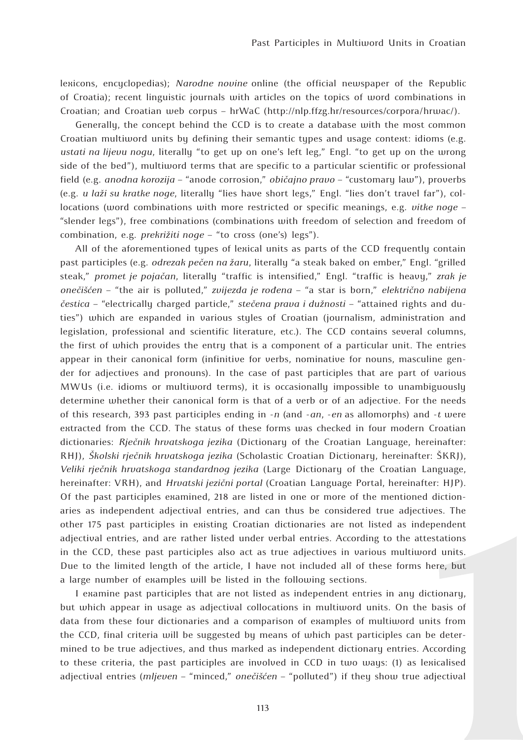lexicons, encyclopedias); *Narodne novine* online (the official newspaper of the Republic of Croatia); recent linguistic journals with articles on the topics of word combinations in Croatian; and Croatian web corpus – hrWaC (http://nlp.ffzg.hr/resources/corpora/hrwac/).

Generally, the concept behind the CCD is to create a database with the most common Croatian multiword units by defining their semantic types and usage context: idioms (e.g. *ustati na lijevu nogu*, literally "to get up on one's left leg," Engl. "to get up on the wrong side of the bed"), multiword terms that are specific to a particular scientific or professional field (e.g. *anodna korozija* – "anode corrosion," *običajno pravo* – "customary law"), proverbs (e.g. *u laži su kratke noge*, literally "lies have short legs," Engl. "lies don't travel far"), collocations (word combinations with more restricted or specific meanings, e.g. *vitke noge* – "slender legs"), free combinations (combinations with freedom of selection and freedom of combination, e.g. *prekrižiti noge* – "to cross (one's) legs").

All of the aforementioned types of lexical units as parts of the CCD frequently contain past participles (e.g. *odrezak pečen na žaru*, literally "a steak baked on ember," Engl. "grilled steak," *promet je pojačan*, literally "traffic is intensified," Engl. "traffic is heavy," *zrak je onečišćen* – "the air is polluted," *zvijezda je rođena* – "a star is born," *električno nabijena čestica* – "electrically charged particle," *stečena prava i dužnosti* – "attained rights and duties") which are expanded in various styles of Croatian (journalism, administration and legislation, professional and scientific literature, etc.). The CCD contains several columns, the first of which provides the entry that is a component of a particular unit. The entries appear in their canonical form (infinitive for verbs, nominative for nouns, masculine gender for adjectives and pronouns). In the case of past participles that are part of various MWUs (i.e. idioms or multiword terms), it is occasionally impossible to unambiguously determine whether their canonical form is that of a verb or of an adjective. For the needs of this research, 393 past participles ending in *-n* (and *-an*, *-en* as allomorphs) and *-t* were extracted from the CCD. The status of these forms was checked in four modern Croatian dictionaries: *Rječnik hrvatskoga jezika* (Dictionary of the Croatian Language, hereinafter: RHJ), *Školski rječnik hrvatskoga jezika* (Scholastic Croatian Dictionary, hereinafter: ŠKRJ), *Veliki rječnik hrvatskoga standardnog jezika* (Large Dictionary of the Croatian Language, hereinafter: VRH), and *Hrvatski jezični portal* (Croatian Language Portal, hereinafter: HJP). Of the past participles examined, 218 are listed in one or more of the mentioned dictionaries as independent adjectival entries, and can thus be considered true adjectives. The other 175 past participles in existing Croatian dictionaries are not listed as independent adjectival entries, and are rather listed under verbal entries. According to the attestations in the CCD, these past participles also act as true adjectives in various multiword units. Due to the limited length of the article, I have not included all of these forms here, but a large number of examples will be listed in the following sections.

I examine past participles that are not listed as independent entries in any dictionary, but which appear in usage as adjectival collocations in multiword units. On the basis of data from these four dictionaries and a comparison of examples of multiword units from the CCD, final criteria will be suggested by means of which past participles can be determined to be true adjectives, and thus marked as independent dictionary entries. According to these criteria, the past participles are involved in CCD in two ways: (1) as lexicalised adjectival entries (*mljeven* – "minced," *onečišćen* – "polluted") if they show true adjectival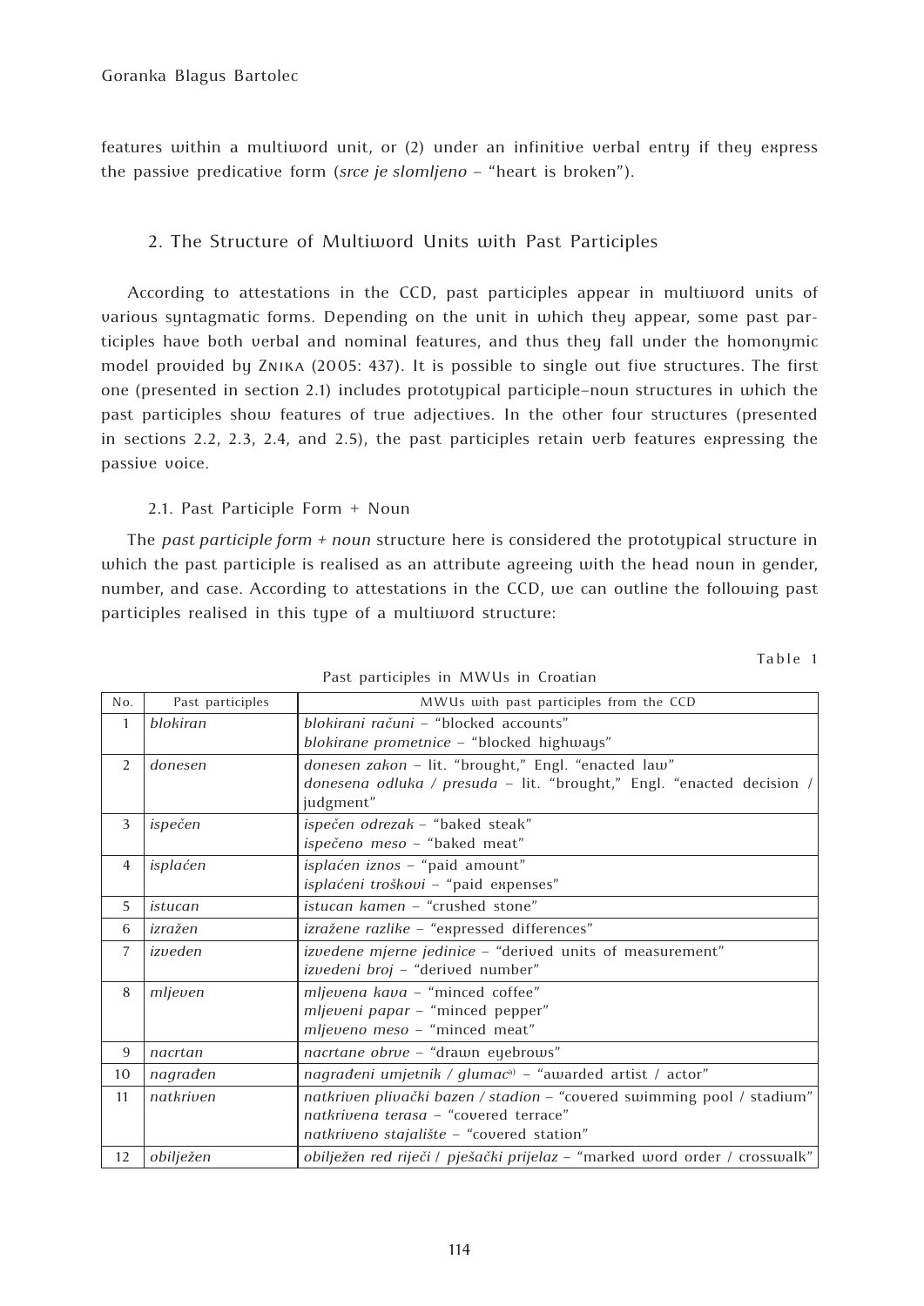features within a multiword unit, or (2) under an infinitive verbal entry if they express the passive predicative form (*srce je slomljeno* – "heart is broken").

## 2. The Structure of Multiword Units with Past Participles

According to attestations in the CCD, past participles appear in multiword units of various syntagmatic forms. Depending on the unit in which they appear, some past participles have both verbal and nominal features, and thus they fall under the homonymic model provided by Znika (2005: 437). It is possible to single out five structures. The first one (presented in section 2.1) includes prototypical participle–noun structures in which the past participles show features of true adjectives. In the other four structures (presented in sections 2.2, 2.3, 2.4, and 2.5), the past participles retain verb features expressing the passive voice.

### 2.1. Past Participle Form + Noun

The *past participle form + noun* structure here is considered the prototypical structure in which the past participle is realised as an attribute agreeing with the head noun in gender, number, and case. According to attestations in the CCD, we can outline the following past participles realised in this type of a multiword structure:

Table 1

Past participles in MWUs in Croatian

| No. | Past participles | MWUs with past participles from the CCD |
|---|---|---|
| 1 | *blokiran* | *blokirani računi* – "blocked accounts"<br>*blokirane prometnice* – "blocked highways" |
| 2 | *donesen* | *donesen zakon* – lit. "brought," Engl. "enacted law"<br>*donesena odluka / presuda* – lit. "brought," Engl. "enacted decision / judgment" |
| 3 | *ispečen* | *ispečen odrezak* – "baked steak"<br>*ispečeno meso* – "baked meat" |
| 4 | *isplaćen* | *isplaćen iznos* – "paid amount"<br>*isplaćeni troškovi* – "paid expenses" |
| 5 | *istucan* | *istucan kamen* – "crushed stone" |
| 6 | *izražen* | *izražene razlike* – "expressed differences" |
| 7 | *izveden* | *izvedene mjerne jedinice* – "derived units of measurement"<br>*izvedeni broj* – "derived number" |
| 8 | *mljeven* | *mljevena kava* – "minced coffee"<br>*mljeveni papar* – "minced pepper"<br>*mljeveno meso* – "minced meat" |
| 9 | *nacrtan* | *nacrtane obrve* – "drawn eyebrows" |
| 10 | *nagrađen* | *nagrađeni umjetnik / glumac*[a] – "awarded artist / actor" |
| 11 | *natkriven* | *natkriven plivački bazen / stadion* – "covered swimming pool / stadium"<br>*natkrivena terasa* – "covered terrace"<br>*natkriveno stajalište* – "covered station" |
| 12 | *obilježen* | *obilježen red riječi / pješački prijelaz* – "marked word order / crosswalk" |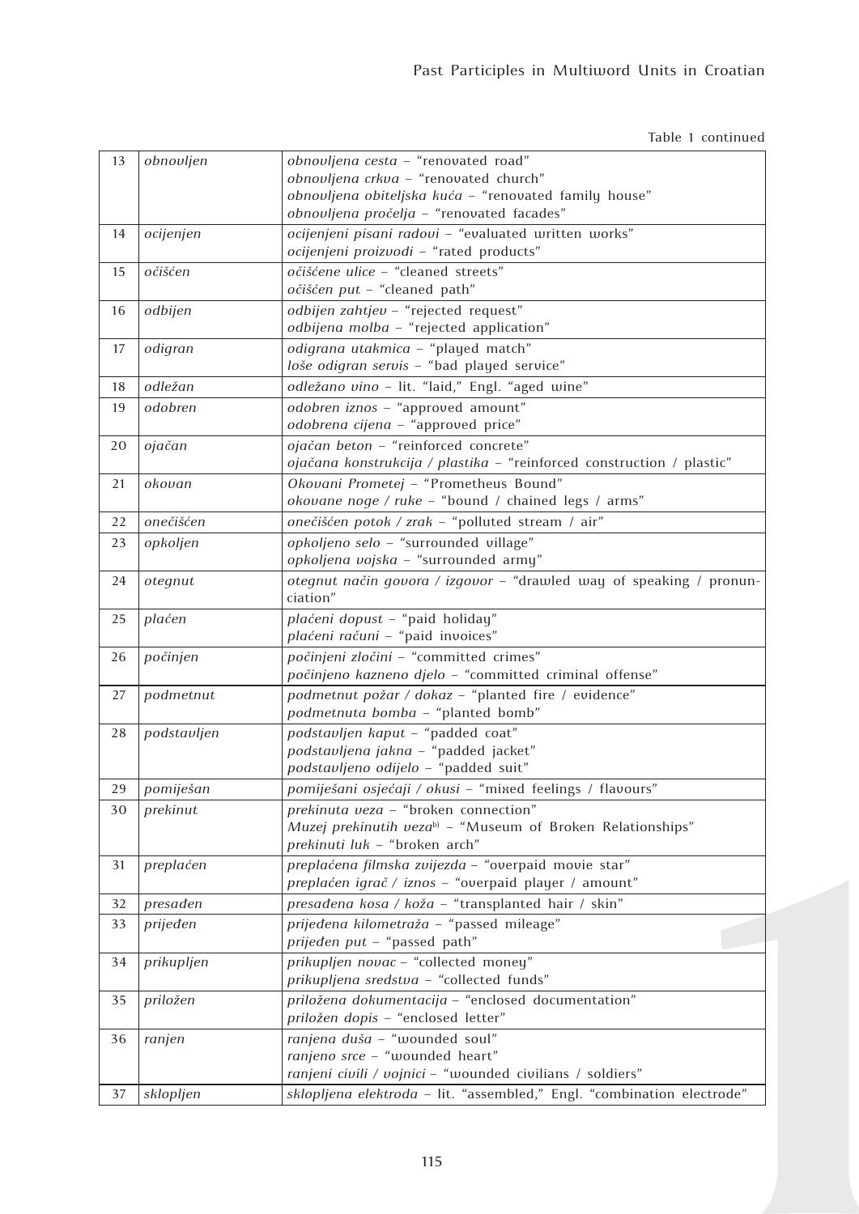Table 1 continued

| | | |
|---|---|---|
| 13 | *obnovljen* | *obnovljena cesta* – "renovated road"<br>*obnovljena crkva* – "renovated church"<br>*obnovljena obiteljska kuća* – "renovated family house"<br>*obnovljena pročelja* – "renovated facades" |
| 14 | *ocijenjen* | *ocijenjeni pisani radovi* – "evaluated written works"<br>*ocijenjeni proizvodi* – "rated products" |
| 15 | *očišćen* | *očišćene ulice* – "cleaned streets"<br>*očišćen put* – "cleaned path" |
| 16 | *odbijen* | *odbijen zahtjev* – "rejected request"<br>*odbijena molba* – "rejected application" |
| 17 | *odigran* | *odigrana utakmica* – "played match"<br>*loše odigran servis* – "bad played service" |
| 18 | *odležan* | *odležano vino* – lit. "laid," Engl. "aged wine" |
| 19 | *odobren* | *odobren iznos* – "approved amount"<br>*odobrena cijena* – "approved price" |
| 20 | *ojačan* | *ojačan beton* – "reinforced concrete"<br>*ojačana konstrukcija / plastika* – "reinforced construction / plastic" |
| 21 | *okovan* | *Okovani Prometej* – "Prometheus Bound"<br>*okovane noge / ruke* – "bound / chained legs / arms" |
| 22 | *onečišćen* | *onečišćen potok / zrak* – "polluted stream / air" |
| 23 | *opkoljen* | *opkoljeno selo* – "surrounded village"<br>*opkoljena vojska* – "surrounded army" |
| 24 | *otegnut* | *otegnut način govora / izgovor* – "drawled way of speaking / pronunciation" |
| 25 | *plaćen* | *plaćeni dopust* – "paid holiday"<br>*plaćeni računi* – "paid invoices" |
| 26 | *počinjen* | *počinjeni zločini* – "committed crimes"<br>*počinjeno kazneno djelo* – "committed criminal offense" |
| 27 | *podmetnut* | *podmetnut požar / dokaz* – "planted fire / evidence"<br>*podmetnuta bomba* – "planted bomb" |
| 28 | *podstavljen* | *podstavljen kaput* – "padded coat"<br>*podstavljena jakna* – "padded jacket"<br>*podstavljeno odijelo* – "padded suit" |
| 29 | *pomiješan* | *pomiješani osjećaji / okusi* – "mixed feelings / flavours" |
| 30 | *prekinut* | *prekinuta veza* – "broken connection"<br>*Muzej prekinutih veza*[b] – "Museum of Broken Relationships"<br>*prekinuti luk* – "broken arch" |
| 31 | *preplaćen* | *preplaćena filmska zvijezda* – "overpaid movie star"<br>*preplaćen igrač / iznos* – "overpaid player / amount" |
| 32 | *presađen* | *presađena kosa / koža* – "transplanted hair / skin" |
| 33 | *prijeđen* | *prijeđena kilometraža* – "passed mileage"<br>*prijeđen put* – "passed path" |
| 34 | *prikupljen* | *prikupljen novac* – "collected money"<br>*prikupljena sredstva* – "collected funds" |
| 35 | *priložen* | *priložena dokumentacija* – "enclosed documentation"<br>*priložen dopis* – "enclosed letter" |
| 36 | *ranjen* | *ranjena duša* – "wounded soul"<br>*ranjeno srce* – "wounded heart"<br>*ranjeni civili / vojnici* – "wounded civilians / soldiers" |
| 37 | *sklopljen* | *sklopljena elektroda* – lit. "assembled," Engl. "combination electrode" |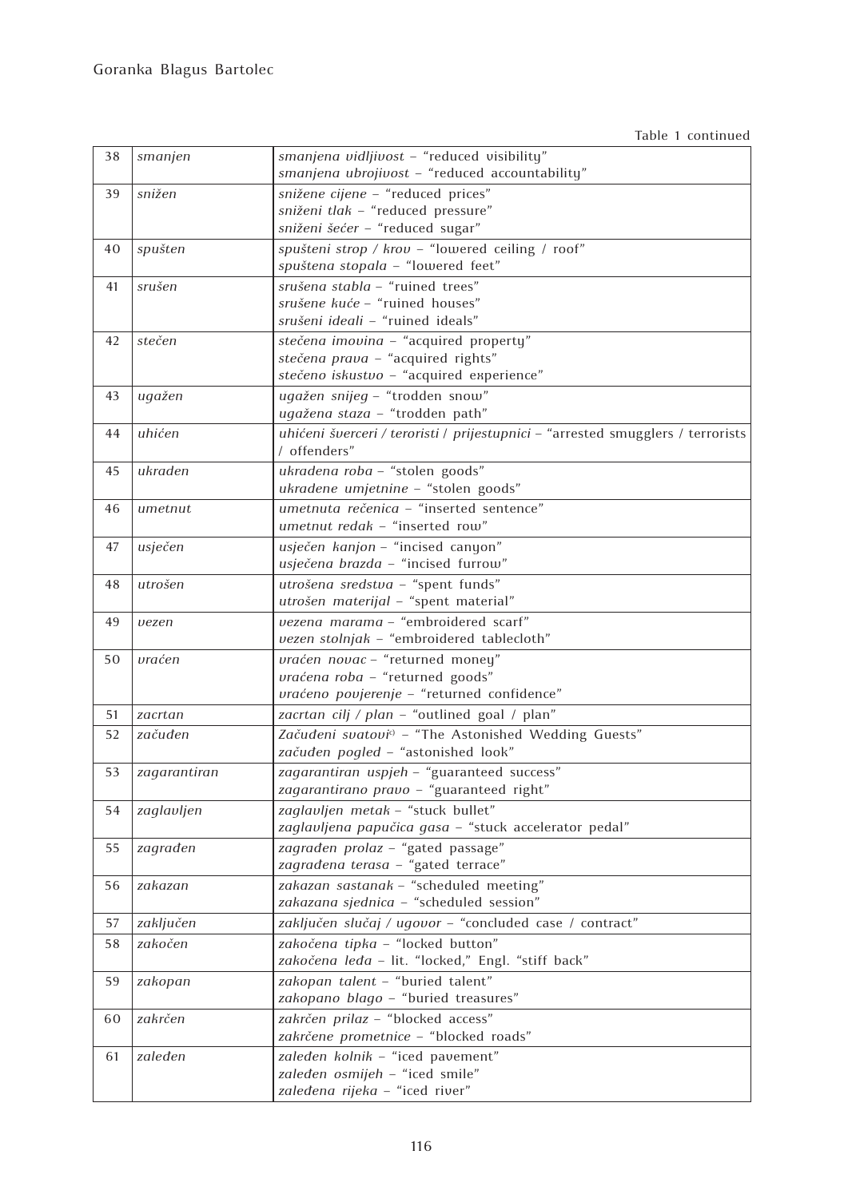Table 1 continued

| | | |
|---|---|---|
| 38 | *smanjen* | *smanjena vidljivost* – "reduced visibility"<br>*smanjena ubrojivost* – "reduced accountability" |
| 39 | *snižen* | *snižene cijene* – "reduced prices"<br>*sniženi tlak* – "reduced pressure"<br>*sniženi šećer* – "reduced sugar" |
| 40 | *spušten* | *spušteni strop / krov* – "lowered ceiling / roof"<br>*spuštena stopala* – "lowered feet" |
| 41 | *srušen* | *srušena stabla* – "ruined trees"<br>*srušene kuće* – "ruined houses"<br>*srušeni ideali* – "ruined ideals" |
| 42 | *stečen* | *stečena imovina* – "acquired property"<br>*stečena prava* – "acquired rights"<br>*stečeno iskustvo* – "acquired experience" |
| 43 | *ugažen* | *ugažen snijeg* – "trodden snow"<br>*ugažena staza* – "trodden path" |
| 44 | *uhićen* | *uhićeni šverceri / teroristi / prijestupnici* – "arrested smugglers / terrorists / offenders" |
| 45 | *ukraden* | *ukradena roba* – "stolen goods"<br>*ukradene umjetnine* – "stolen goods" |
| 46 | *umetnut* | *umetnuta rečenica* – "inserted sentence"<br>*umetnut redak* – "inserted row" |
| 47 | *usječen* | *usječen kanjon* – "incised canyon"<br>*usječena brazda* – "incised furrow" |
| 48 | *utrošen* | *utrošena sredstva* – "spent funds"<br>*utrošen materijal* – "spent material" |
| 49 | *vezen* | *vezena marama* – "embroidered scarf"<br>*vezen stolnjak* – "embroidered tablecloth" |
| 50 | *vraćen* | *vraćen novac* – "returned money"<br>*vraćena roba* – "returned goods"<br>*vraćeno povjerenje* – "returned confidence" |
| 51 | *zacrtan* | *zacrtan cilj / plan* – "outlined goal / plan" |
| 52 | *začuđen* | *Začuđeni svatovi*[c] – "The Astonished Wedding Guests"<br>*začuđen pogled* – "astonished look" |
| 53 | *zagarantiran* | *zagarantiran uspjeh* – "guaranteed success"<br>*zagarantirano pravo* – "guaranteed right" |
| 54 | *zaglavljen* | *zaglavljen metak* – "stuck bullet"<br>*zaglavljena papučica gasa* – "stuck accelerator pedal" |
| 55 | *zagrađen* | *zagrađen prolaz* – "gated passage"<br>*zagrađena terasa* – "gated terrace" |
| 56 | *zakazan* | *zakazan sastanak* – "scheduled meeting"<br>*zakazana sjednica* – "scheduled session" |
| 57 | *zaključen* | *zaključen slučaj / ugovor* – "concluded case / contract" |
| 58 | *zakočen* | *zakočena tipka* – "locked button"<br>*zakočena leđa* – lit. "locked," Engl. "stiff back" |
| 59 | *zakopan* | *zakopan talent* – "buried talent"<br>*zakopano blago* – "buried treasures" |
| 60 | *zakrčen* | *zakrčen prilaz* – "blocked access"<br>*zakrčene prometnice* – "blocked roads" |
| 61 | *zaleđen* | *zaleđen kolnik* – "iced pavement"<br>*zaleđen osmijeh* – "iced smile"<br>*zaleđena rijeka* – "iced river" |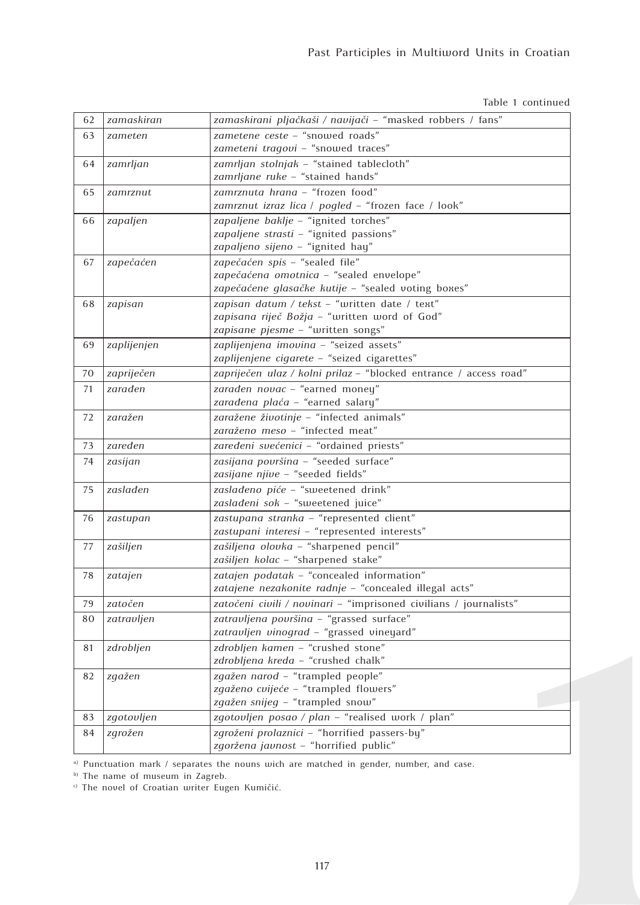Table 1 continued

| | | |
|---|---|---|
| 62 | *zamaskiran* | *zamaskirani pljačkaši / navijači* – "masked robbers / fans" |
| 63 | *zameten* | *zametene ceste* – "snowed roads"<br>*zameteni tragovi* – "snowed traces" |
| 64 | *zamrljan* | *zamrljan stolnjak* – "stained tablecloth"<br>*zamrljane ruke* – "stained hands" |
| 65 | *zamrznut* | *zamrznuta hrana* – "frozen food"<br>*zamrznut izraz lica / pogled* – "frozen face / look" |
| 66 | *zapaljen* | *zapaljene baklje* – "ignited torches"<br>*zapaljene strasti* – "ignited passions"<br>*zapaljeno sijeno* – "ignited hay" |
| 67 | *zapečaćen* | *zapečaćen spis* – "sealed file"<br>*zapečaćena omotnica* – "sealed envelope"<br>*zapečaćene glasačke kutije* – "sealed voting boxes" |
| 68 | *zapisan* | *zapisan datum / tekst* – "written date / text"<br>*zapisana riječ Božja* – "written word of God"<br>*zapisane pjesme* – "written songs" |
| 69 | *zaplijenjen* | *zaplijenjena imovina* – "seized assets"<br>*zaplijenjene cigarete* – "seized cigarettes" |
| 70 | *zapriječen* | *zapriječen ulaz / kolni prilaz* – "blocked entrance / access road" |
| 71 | *zarađen* | *zarađen novac* – "earned money"<br>*zarađena plaća* – "earned salary" |
| 72 | *zaražen* | *zaražene životinje* – "infected animals"<br>*zaraženo meso* – "infected meat" |
| 73 | *zaređen* | *zaređeni svećenici* – "ordained priests" |
| 74 | *zasijan* | *zasijana površina* – "seeded surface"<br>*zasijane njive* – "seeded fields" |
| 75 | *zaslađen* | *zaslađeno piće* – "sweetened drink"<br>*zaslađeni sok* – "sweetened juice" |
| 76 | *zastupan* | *zastupana stranka* – "represented client"<br>*zastupani interesi* – "represented interests" |
| 77 | *zašiljen* | *zašiljena olovka* – "sharpened pencil"<br>*zašiljen kolac* – "sharpened stake" |
| 78 | *zatajen* | *zatajen podatak* – "concealed information"<br>*zatajene nezakonite radnje* – "concealed illegal acts" |
| 79 | *zatočen* | *zatočeni civili / novinari* – "imprisoned civilians / journalists" |
| 80 | *zatravljen* | *zatravljena površina* – "grassed surface"<br>*zatravljen vinograd* – "grassed vineyard" |
| 81 | *zdrobljen* | *zdrobljen kamen* – "crushed stone"<br>*zdrobljena kreda* – "crushed chalk" |
| 82 | *zgažen* | *zgažen narod* – "trampled people"<br>*zgaženo cvijeće* – "trampled flowers"<br>*zgažen snijeg* – "trampled snow" |
| 83 | *zgotovljen* | *zgotovljen posao / plan* – "realised work / plan" |
| 84 | *zgrožen* | *zgroženi prolaznici* – "horrified passers-by"<br>*zgoržena javnost* – "horrified public" |

[a] Punctuation mark / separates the nouns wich are matched in gender, number, and case.

[b] The name of museum in Zagreb.

[c] The novel of Croatian writer Eugen Kumičić.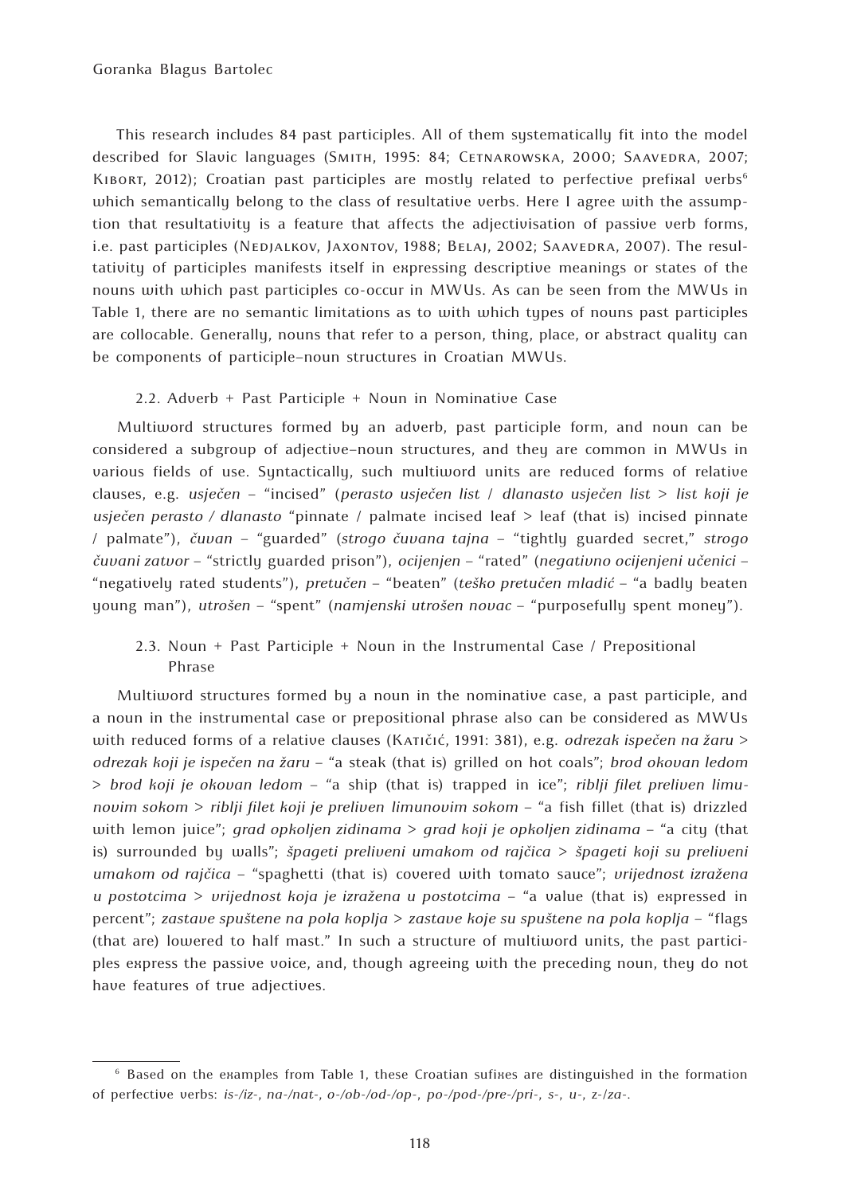This research includes 84 past participles. All of them systematically fit into the model described for Slavic languages (Smith, 1995: 84; Cetnarowska, 2000; Saavedra, 2007; Kibort, 2012); Croatian past participles are mostly related to perfective prefixal verbs[6] which semantically belong to the class of resultative verbs. Here I agree with the assumption that resultativity is a feature that affects the adjectivisation of passive verb forms, i.e. past participles (Nedjalkov, Jaxontov, 1988; Belaj, 2002; Saavedra, 2007). The resultativity of participles manifests itself in expressing descriptive meanings or states of the nouns with which past participles co-occur in MWUs. As can be seen from the MWUs in Table 1, there are no semantic limitations as to with which types of nouns past participles are collocable. Generally, nouns that refer to a person, thing, place, or abstract quality can be components of participle–noun structures in Croatian MWUs.

### 2.2. Adverb + Past Participle + Noun in Nominative Case

Multiword structures formed by an adverb, past participle form, and noun can be considered a subgroup of adjective–noun structures, and they are common in MWUs in various fields of use. Syntactically, such multiword units are reduced forms of relative clauses, e.g. *usječen* – "incised" (*perasto usječen list* / *dlanasto usječen list* > *list koji je usječen perasto / dlanasto* "pinnate / palmate incised leaf > leaf (that is) incised pinnate / palmate"), *čuvan* – "guarded" (*strogo čuvana tajna* – "tightly guarded secret," *strogo čuvani zatvor* – "strictly guarded prison"), *ocijenjen* – "rated" (*negativno ocijenjeni učenici* – "negatively rated students"), *pretučen* – "beaten" (*teško pretučen mladić* – "a badly beaten young man"), *utrošen* – "spent" (*namjenski utrošen novac* – "purposefully spent money").

### 2.3. Noun + Past Participle + Noun in the Instrumental Case / Prepositional Phrase

Multiword structures formed by a noun in the nominative case, a past participle, and a noun in the instrumental case or prepositional phrase also can be considered as MWUs with reduced forms of a relative clauses (Katičić, 1991: 381), e.g. *odrezak ispečen na žaru* > *odrezak koji je ispečen na žaru* – "a steak (that is) grilled on hot coals"; *brod okovan ledom* > *brod koji je okovan ledom* – "a ship (that is) trapped in ice"; *riblji filet preliven limunovim sokom* > *riblji filet koji je preliven limunovim sokom* – "a fish fillet (that is) drizzled with lemon juice"; *grad opkoljen zidinama* > *grad koji je opkoljen zidinama* – "a city (that is) surrounded by walls"; *špageti preliveni umakom od rajčica* > *špageti koji su preliveni umakom od rajčica* – "spaghetti (that is) covered with tomato sauce"; *vrijednost izražena u postotcima* > *vrijednost koja je izražena u postotcima* – "a value (that is) expressed in percent"; *zastave spuštene na pola koplja* > *zastave koje su spuštene na pola koplja* – "flags (that are) lowered to half mast." In such a structure of multiword units, the past participles express the passive voice, and, though agreeing with the preceding noun, they do not have features of true adjectives.

---

[6] Based on the examples from Table 1, these Croatian sufixes are distinguished in the formation of perfective verbs: *is-/iz-*, *na-/nat-*, *o-/ob-/od-/op-*, *po-/pod-/pre-/pri-*, *s-*, *u-*, *z-/za-*.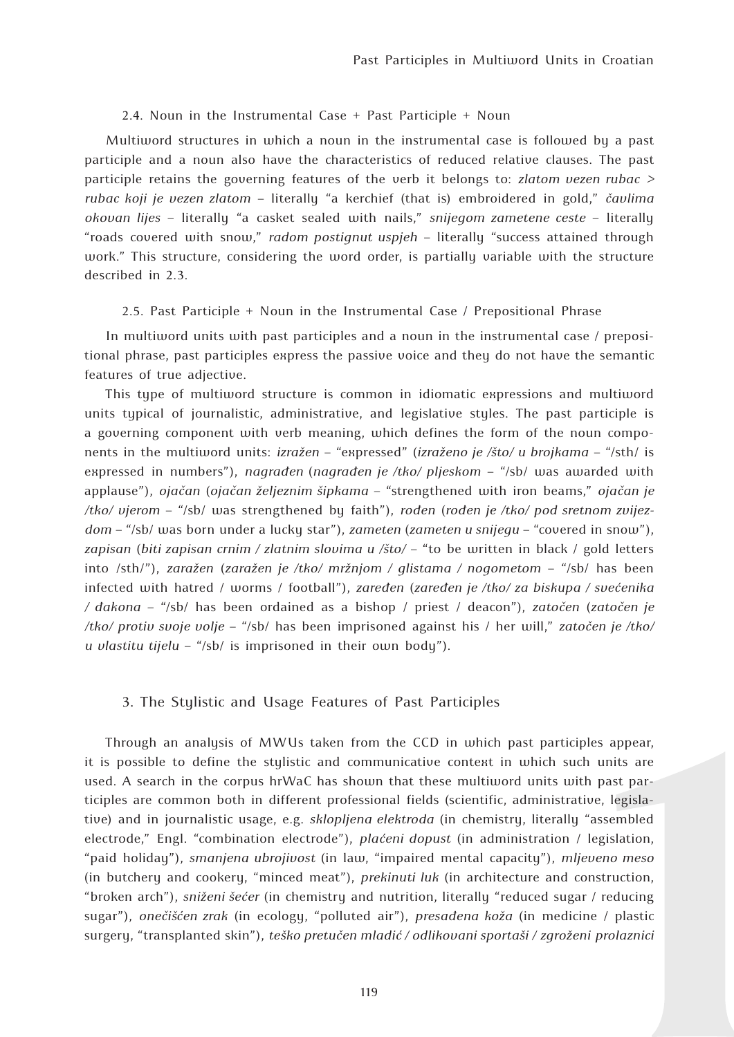### 2.4. Noun in the Instrumental Case + Past Participle + Noun

Multiword structures in which a noun in the instrumental case is followed by a past participle and a noun also have the characteristics of reduced relative clauses. The past participle retains the governing features of the verb it belongs to: *zlatom vezen rubac > rubac koji je vezen zlatom* – literally "a kerchief (that is) embroidered in gold," *čavlima okovan lijes* – literally "a casket sealed with nails," *snijegom zametene ceste* – literally "roads covered with snow," *radom postignut uspjeh* – literally "success attained through work." This structure, considering the word order, is partially variable with the structure described in 2.3.

### 2.5. Past Participle + Noun in the Instrumental Case / Prepositional Phrase

In multiword units with past participles and a noun in the instrumental case / prepositional phrase, past participles express the passive voice and they do not have the semantic features of true adjective.

This type of multiword structure is common in idiomatic expressions and multiword units typical of journalistic, administrative, and legislative styles. The past participle is a governing component with verb meaning, which defines the form of the noun components in the multiword units: *izražen* – "expressed" (*izraženo je /što/ u brojkama* – "/sth/ is expressed in numbers"), *nagrađen* (*nagrađen je /tko/ pljeskom* – "/sb/ was awarded with applause"), *ojačan* (*ojačan željeznim šipkama* – "strengthened with iron beams," *ojačan je /tko/ vjerom* – "/sb/ was strengthened by faith"), *rođen* (*rođen je /tko/ pod sretnom zvijezdom* – "/sb/ was born under a lucky star"), *zameten* (*zameten u snijegu* – "covered in snow"), *zapisan* (*biti zapisan crnim / zlatnim slovima u /što/* – "to be written in black / gold letters into /sth/"), *zaražen* (*zaražen je /tko/ mržnjom / glistama / nogometom* – "/sb/ has been infected with hatred / worms / football"), *zaređen* (*zaređen je /tko/ za biskupa / svećenika / đakona* – "/sb/ has been ordained as a bishop / priest / deacon"), *zatočen* (*zatočen je /tko/ protiv svoje volje* – "/sb/ has been imprisoned against his / her will," *zatočen je /tko/ u vlastitu tijelu* – "/sb/ is imprisoned in their own body").

## 3. The Stylistic and Usage Features of Past Participles

Through an analysis of MWUs taken from the CCD in which past participles appear, it is possible to define the stylistic and communicative context in which such units are used. A search in the corpus hrWaC has shown that these multiword units with past participles are common both in different professional fields (scientific, administrative, legislative) and in journalistic usage, e.g. *sklopljena elektroda* (in chemistry, literally "assembled electrode," Engl. "combination electrode"), *plaćeni dopust* (in administration / legislation, "paid holiday"), *smanjena ubrojivost* (in law, "impaired mental capacity"), *mljeveno meso* (in butchery and cookery, "minced meat"), *prekinuti luk* (in architecture and construction, "broken arch"), *sniženi šećer* (in chemistry and nutrition, literally "reduced sugar / reducing sugar"), *onečišćen zrak* (in ecology, "polluted air"), *presađena koža* (in medicine / plastic surgery, "transplanted skin"), *teško pretučen mladić / odlikovani sportaši / zgroženi prolaznici*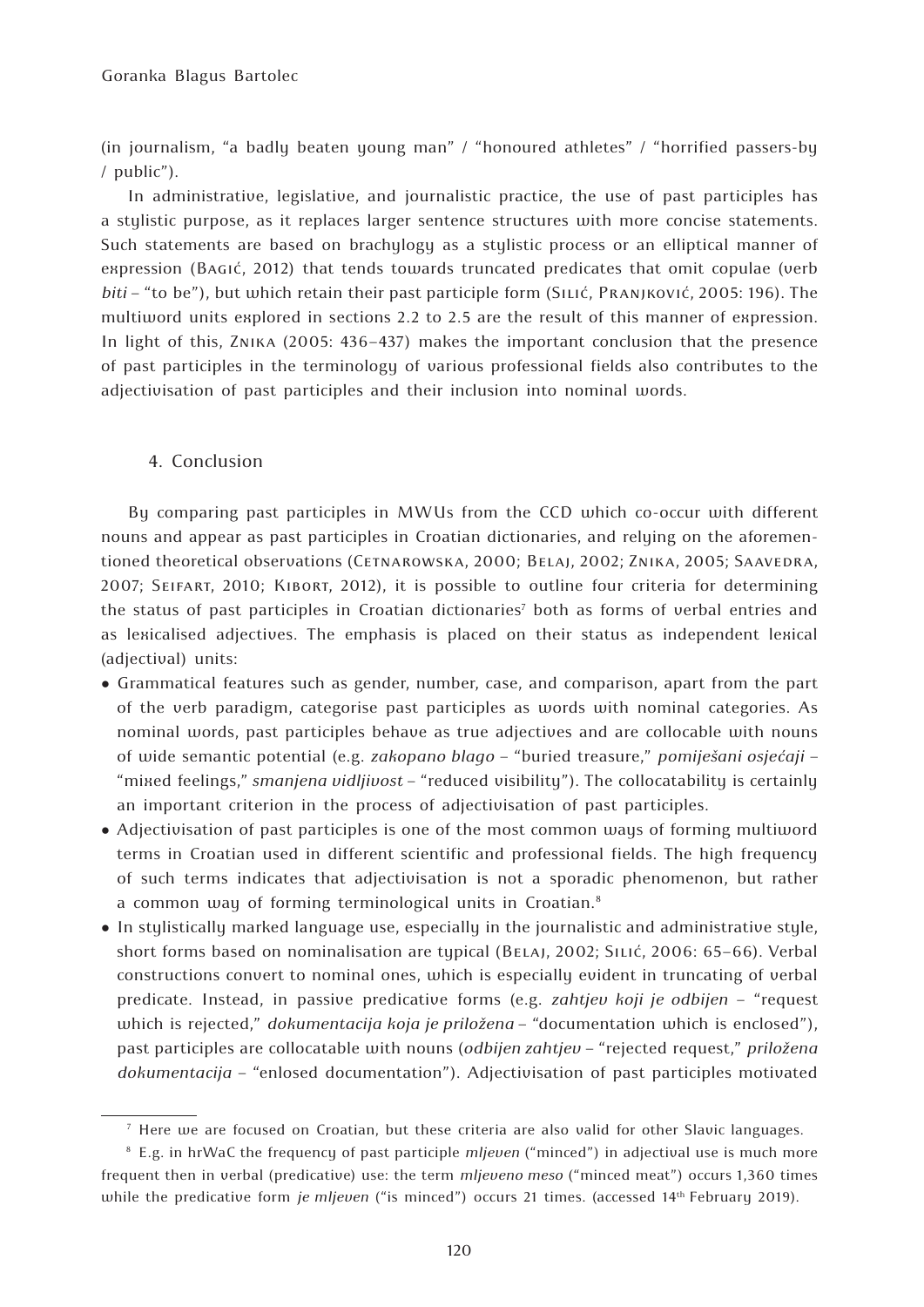(in journalism, "a badly beaten young man" / "honoured athletes" / "horrified passers-by / public").

In administrative, legislative, and journalistic practice, the use of past participles has a stylistic purpose, as it replaces larger sentence structures with more concise statements. Such statements are based on brachylogy as a stylistic process or an elliptical manner of expression (Bagić, 2012) that tends towards truncated predicates that omit copulae (verb *biti* – "to be"), but which retain their past participle form (Silić, Pranjković, 2005: 196). The multiword units explored in sections 2.2 to 2.5 are the result of this manner of expression. In light of this, Znika (2005: 436–437) makes the important conclusion that the presence of past participles in the terminology of various professional fields also contributes to the adjectivisation of past participles and their inclusion into nominal words.

## 4. Conclusion

By comparing past participles in MWUs from the CCD which co-occur with different nouns and appear as past participles in Croatian dictionaries, and relying on the aforementioned theoretical observations (Cetnarowska, 2000; Belaj, 2002; Znika, 2005; Saavedra, 2007; Seifart, 2010; Kibort, 2012), it is possible to outline four criteria for determining the status of past participles in Croatian dictionaries[7] both as forms of verbal entries and as lexicalised adjectives. The emphasis is placed on their status as independent lexical (adjectival) units:

- Grammatical features such as gender, number, case, and comparison, apart from the part of the verb paradigm, categorise past participles as words with nominal categories. As nominal words, past participles behave as true adjectives and are collocable with nouns of wide semantic potential (e.g. *zakopano blago* – "buried treasure," *pomiješani osjećaji* – "mixed feelings," *smanjena vidljivost* – "reduced visibility"). The collocatability is certainly an important criterion in the process of adjectivisation of past participles.
- Adjectivisation of past participles is one of the most common ways of forming multiword terms in Croatian used in different scientific and professional fields. The high frequency of such terms indicates that adjectivisation is not a sporadic phenomenon, but rather a common way of forming terminological units in Croatian.[8]
- In stylistically marked language use, especially in the journalistic and administrative style, short forms based on nominalisation are typical (Belaj, 2002; Silić, 2006: 65–66). Verbal constructions convert to nominal ones, which is especially evident in truncating of verbal predicate. Instead, in passive predicative forms (e.g. *zahtjev koji je odbijen* – "request which is rejected," *dokumentacija koja je priložena* – "documentation which is enclosed"), past participles are collocatable with nouns (*odbijen zahtjev* – "rejected request," *priložena dokumentacija* – "enlosed documentation"). Adjectivisation of past participles motivated

---

[7] Here we are focused on Croatian, but these criteria are also valid for other Slavic languages.

[8] E.g. in hrWaC the frequency of past participle *mljeven* ("minced") in adjectival use is much more frequent then in verbal (predicative) use: the term *mljeveno meso* ("minced meat") occurs 1,360 times while the predicative form *je mljeven* ("is minced") occurs 21 times. (accessed 14th February 2019).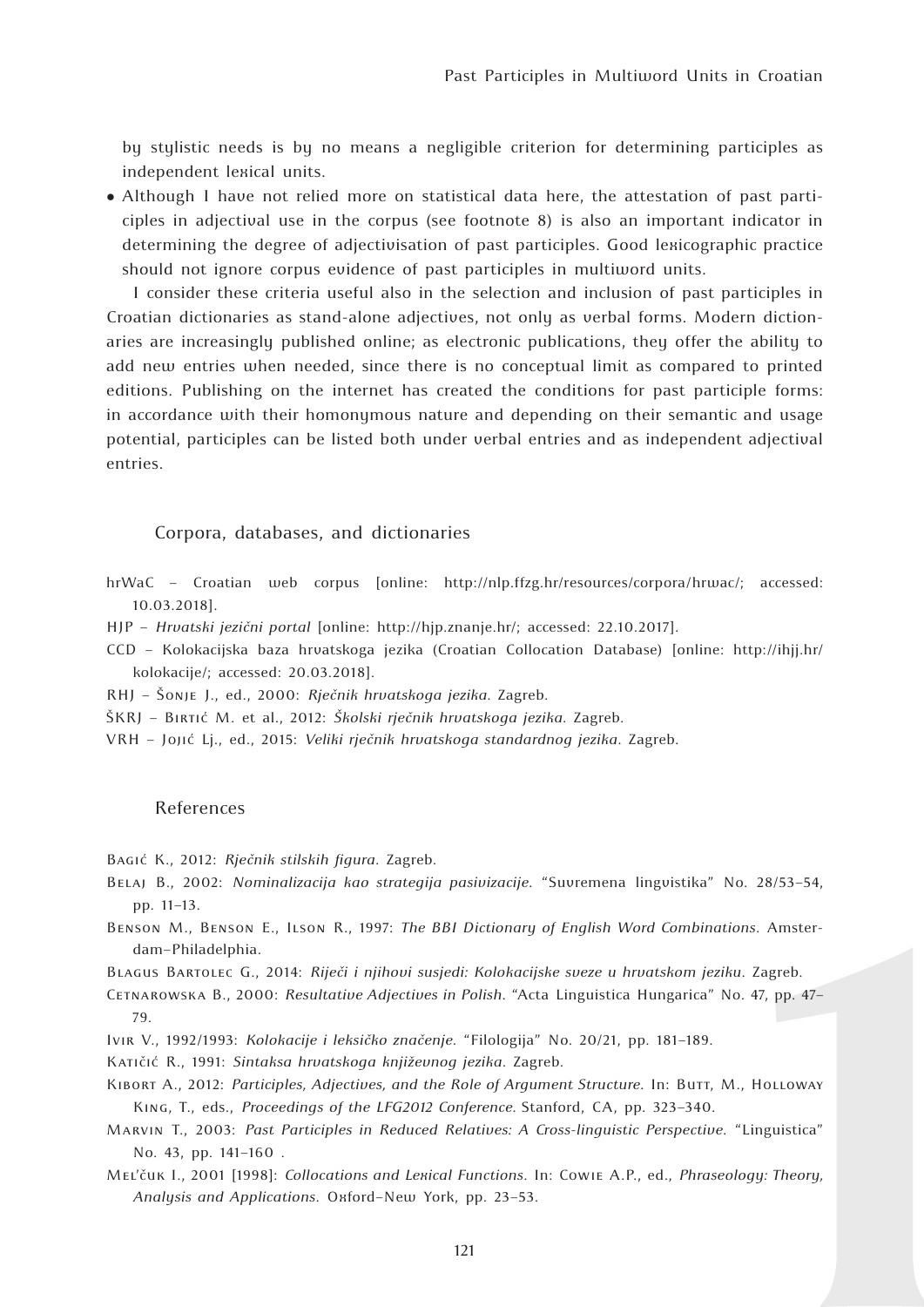by stylistic needs is by no means a negligible criterion for determining participles as independent lexical units.

- Although I have not relied more on statistical data here, the attestation of past participles in adjectival use in the corpus (see footnote 8) is also an important indicator in determining the degree of adjectivisation of past participles. Good lexicographic practice should not ignore corpus evidence of past participles in multiword units.

I consider these criteria useful also in the selection and inclusion of past participles in Croatian dictionaries as stand-alone adjectives, not only as verbal forms. Modern dictionaries are increasingly published online; as electronic publications, they offer the ability to add new entries when needed, since there is no conceptual limit as compared to printed editions. Publishing on the internet has created the conditions for past participle forms: in accordance with their homonymous nature and depending on their semantic and usage potential, participles can be listed both under verbal entries and as independent adjectival entries.

## Corpora, databases, and dictionaries

hrWaC – Croatian web corpus [online: http://nlp.ffzg.hr/resources/corpora/hrwac/; accessed: 10.03.2018].

HJP – *Hrvatski jezični portal* [online: http://hjp.znanje.hr/; accessed: 22.10.2017].

CCD – Kolokacijska baza hrvatskoga jezika (Croatian Collocation Database) [online: http://ihjj.hr/kolokacije/; accessed: 20.03.2018].

RHJ – Šonje J., ed., 2000: *Rječnik hrvatskoga jezika.* Zagreb.

ŠKRJ – Birtić M. et al., 2012: *Školski rječnik hrvatskoga jezika.* Zagreb.

VRH – Jojić Lj., ed., 2015: *Veliki rječnik hrvatskoga standardnog jezika.* Zagreb.

## References

Bagić K., 2012: *Rječnik stilskih figura.* Zagreb.

Belaj B., 2002: *Nominalizacija kao strategija pasivizacije.* "Suvremena lingvistika" No. 28/53–54, pp. 11–13.

Benson M., Benson E., Ilson R., 1997: *The BBI Dictionary of English Word Combinations.* Amsterdam–Philadelphia.

Blagus Bartolec G., 2014: *Riječi i njihovi susjedi: Kolokacijske sveze u hrvatskom jeziku.* Zagreb.

Cetnarowska B., 2000: *Resultative Adjectives in Polish.* "Acta Linguistica Hungarica" No. 47, pp. 47–79.

Ivir V., 1992/1993: *Kolokacije i leksičko značenje.* "Filologija" No. 20/21, pp. 181–189.

Katičić R., 1991: *Sintaksa hrvatskoga književnog jezika.* Zagreb.

Kibort A., 2012: *Participles, Adjectives, and the Role of Argument Structure.* In: Butt, M., Holloway King, T., eds., *Proceedings of the LFG2012 Conference.* Stanford, CA, pp. 323–340.

Marvin T., 2003: *Past Participles in Reduced Relatives: A Cross-linguistic Perspective.* "Linguistica" No. 43, pp. 141–160 .

Mel'čuk I., 2001 [1998]: *Collocations and Lexical Functions.* In: Cowie A.P., ed., *Phraseology: Theory, Analysis and Applications.* Oxford–New York, pp. 23–53.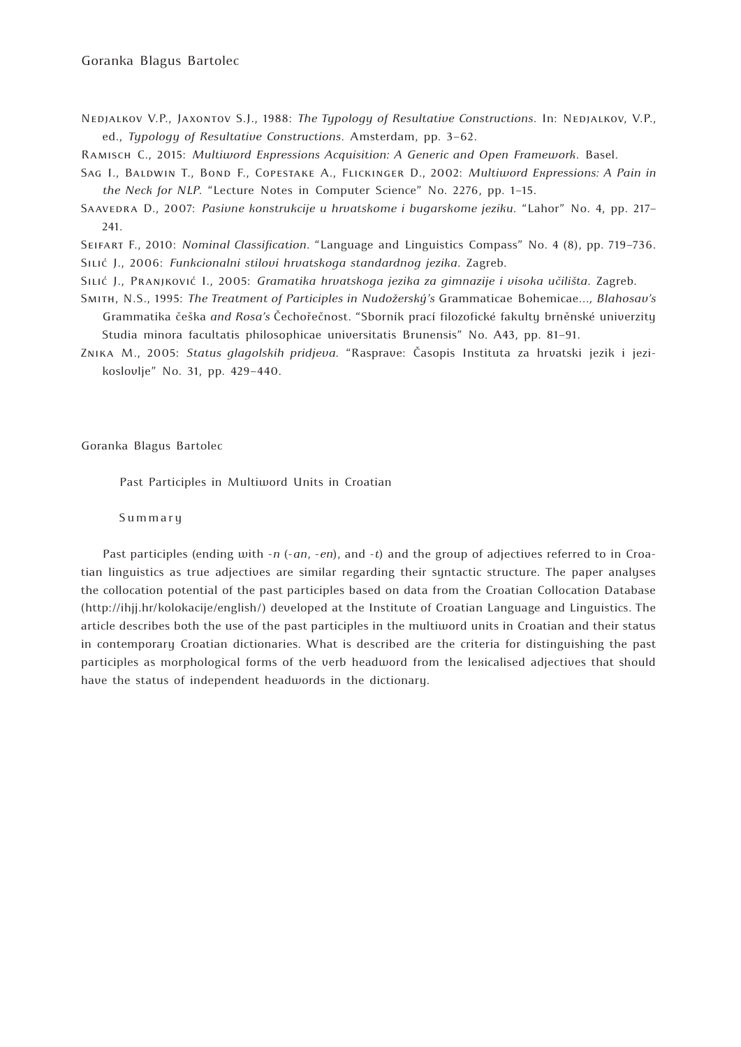Nedjalkov V.P., Jaxontov S.J., 1988: *The Typology of Resultative Constructions*. In: Nedjalkov, V.P., ed., *Typology of Resultative Constructions*. Amsterdam, pp. 3–62.

Ramisch C., 2015: *Multiword Expressions Acquisition: A Generic and Open Framework*. Basel.

Sag I., Baldwin T., Bond F., Copestake A., Flickinger D., 2002: *Multiword Expressions: A Pain in the Neck for NLP*. "Lecture Notes in Computer Science" No. 2276, pp. 1–15.

Saavedra D., 2007: *Pasivne konstrukcije u hrvatskome i bugarskome jeziku*. "Lahor" No. 4, pp. 217–241.

Seifart F., 2010: *Nominal Classification*. "Language and Linguistics Compass" No. 4 (8), pp. 719–736.

Silić J., 2006: *Funkcionalni stilovi hrvatskoga standardnog jezika*. Zagreb.

Silić J., Pranjković I., 2005: *Gramatika hrvatskoga jezika za gimnazije i visoka učilišta*. Zagreb.

Smith, N.S., 1995: *The Treatment of Participles in Nudožerský's* Grammaticae Bohemicae..., *Blahosav's* Grammatika česka *and Rosa's* Čechořečnost. "Sborník prací filozofické fakulty brněnské univerzity Studia minora facultatis philosophicae universitatis Brunensis" No. A43, pp. 81–91.

Znika M., 2005: *Status glagolskih pridjeva*. "Rasprave: Časopis Instituta za hrvatski jezik i jezikoslovlje" No. 31, pp. 429–440.

Goranka Blagus Bartolec

Past Participles in Multiword Units in Croatian

Summary

Past participles (ending with *-n* (*-an*, *-en*), and *-t*) and the group of adjectives referred to in Croatian linguistics as true adjectives are similar regarding their syntactic structure. The paper analyses the collocation potential of the past participles based on data from the Croatian Collocation Database (http://ihjj.hr/kolokacije/english/) developed at the Institute of Croatian Language and Linguistics. The article describes both the use of the past participles in the multiword units in Croatian and their status in contemporary Croatian dictionaries. What is described are the criteria for distinguishing the past participles as morphological forms of the verb headword from the lexicalised adjectives that should have the status of independent headwords in the dictionary.